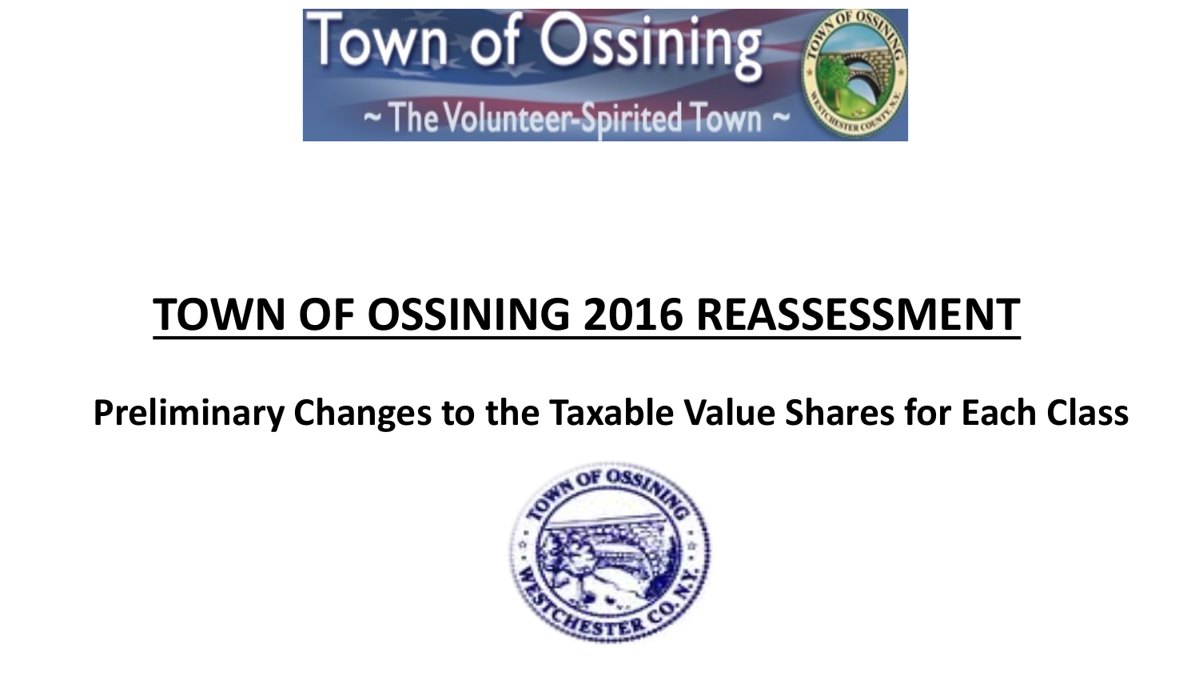Town of Ossining

~ The Volunteer-Spirited Town ~

# TOWN OF OSSINING 2016 REASSESSMENT

## Preliminary Changes to the Taxable Value Shares for Each Class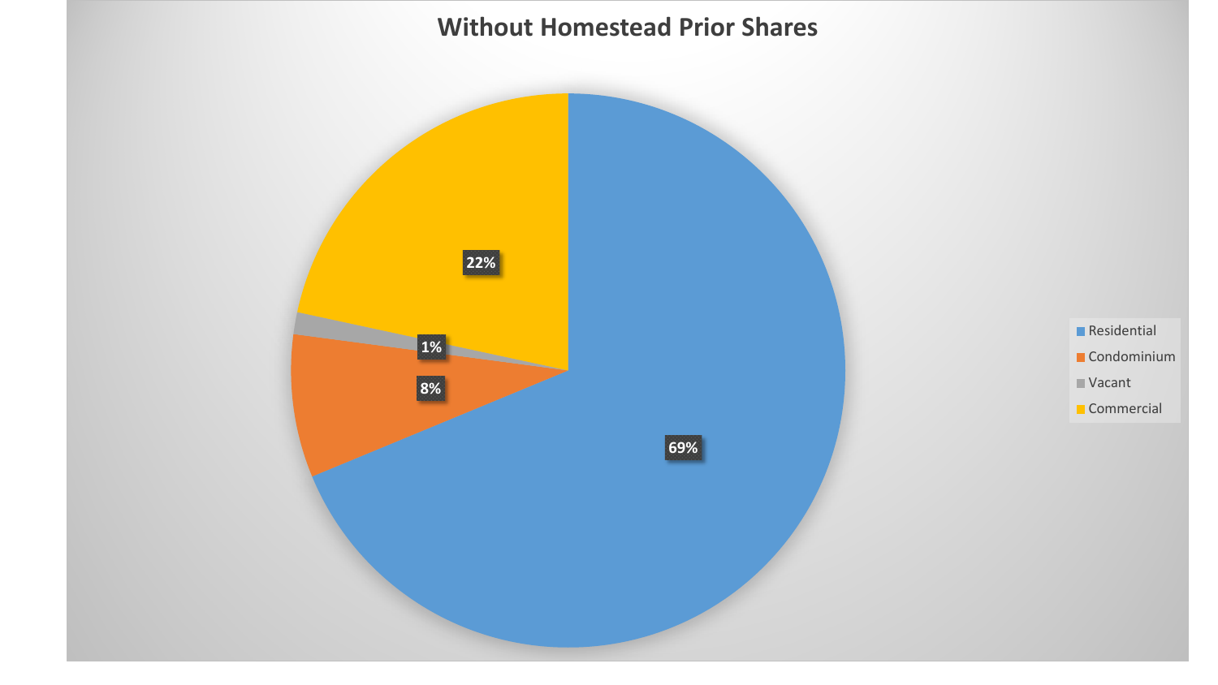# Without Homestead Prior Shares

| Category | Share |
| --- | --- |
| Residential | 69% |
| Condominium | 8% |
| Vacant | 1% |
| Commercial | 22% |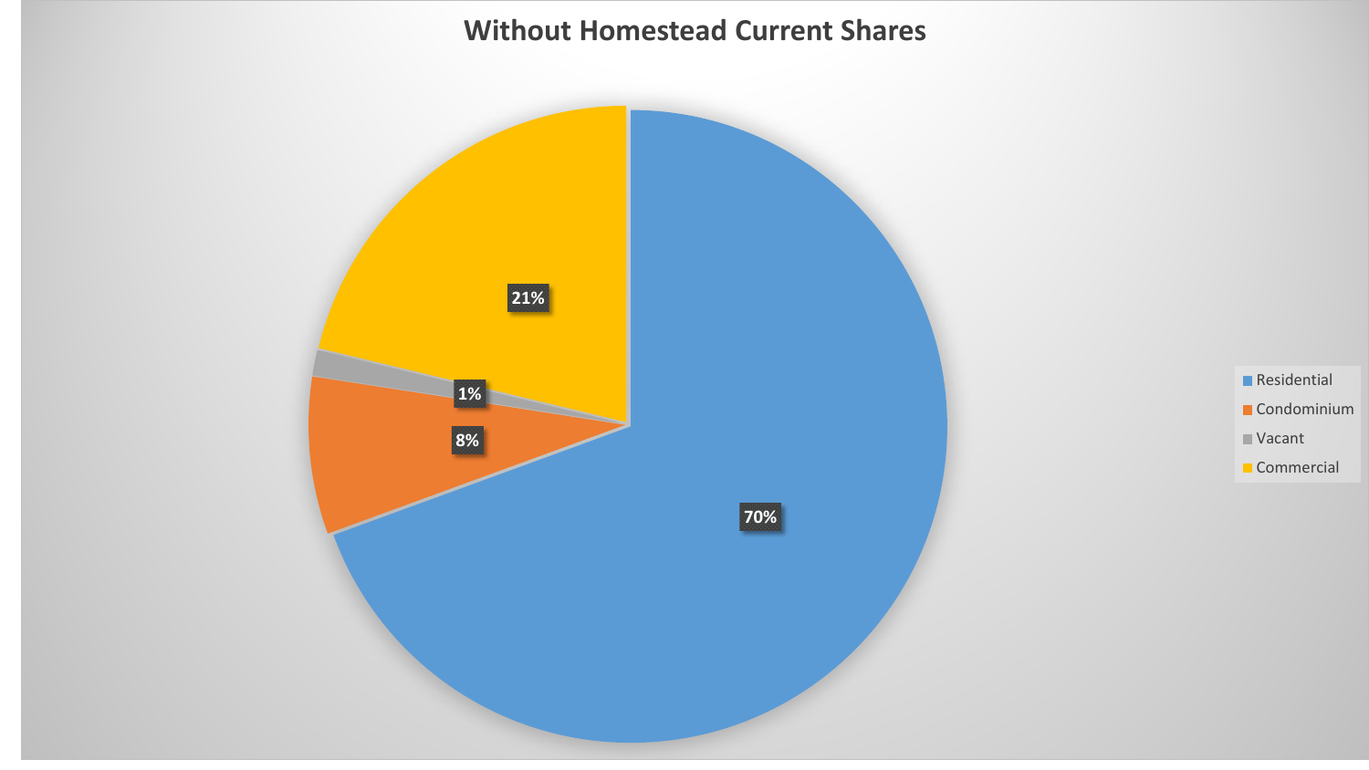# Without Homestead Current Shares

| Category | Share |
| --- | --- |
| Residential | 70% |
| Condominium | 8% |
| Vacant | 1% |
| Commercial | 21% |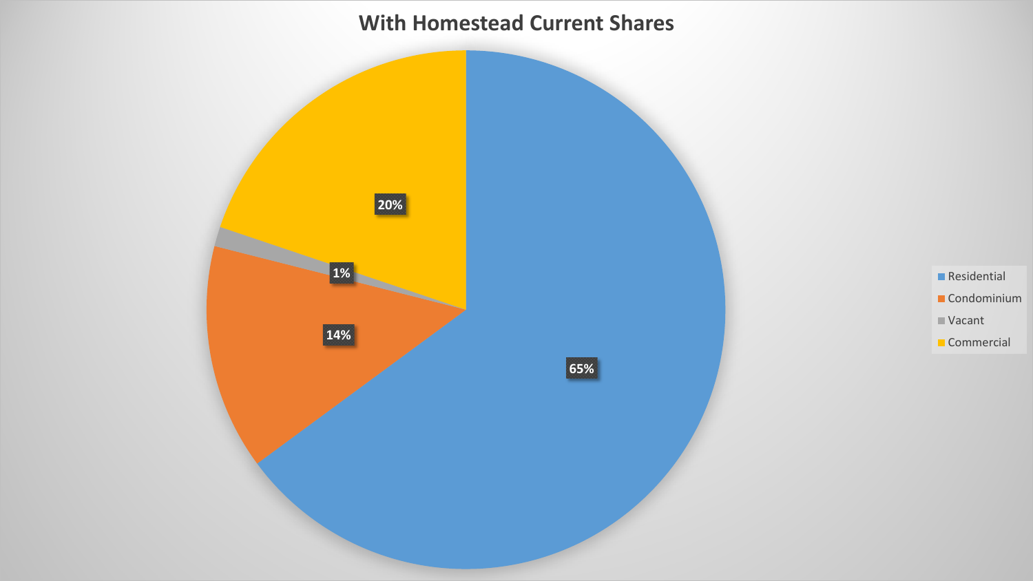# With Homestead Current Shares

| Category | Share |
| --- | --- |
| Residential | 65% |
| Condominium | 14% |
| Vacant | 1% |
| Commercial | 20% |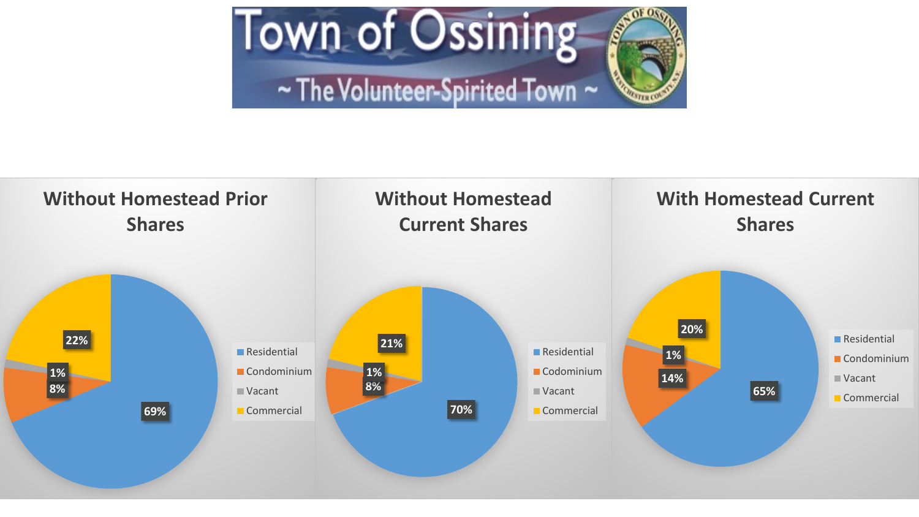# Town of Ossining

~ The Volunteer-Spirited Town ~

## Without Homestead Prior Shares

| Class | Share |
| --- | --- |
| Residential | 69% |
| Condominium | 8% |
| Vacant | 1% |
| Commercial | 22% |

## Without Homestead Current Shares

| Class | Share |
| --- | --- |
| Residential | 70% |
| Codominium | 8% |
| Vacant | 1% |
| Commercial | 21% |

## With Homestead Current Shares

| Class | Share |
| --- | --- |
| Residential | 65% |
| Condominium | 14% |
| Vacant | 1% |
| Commercial | 20% |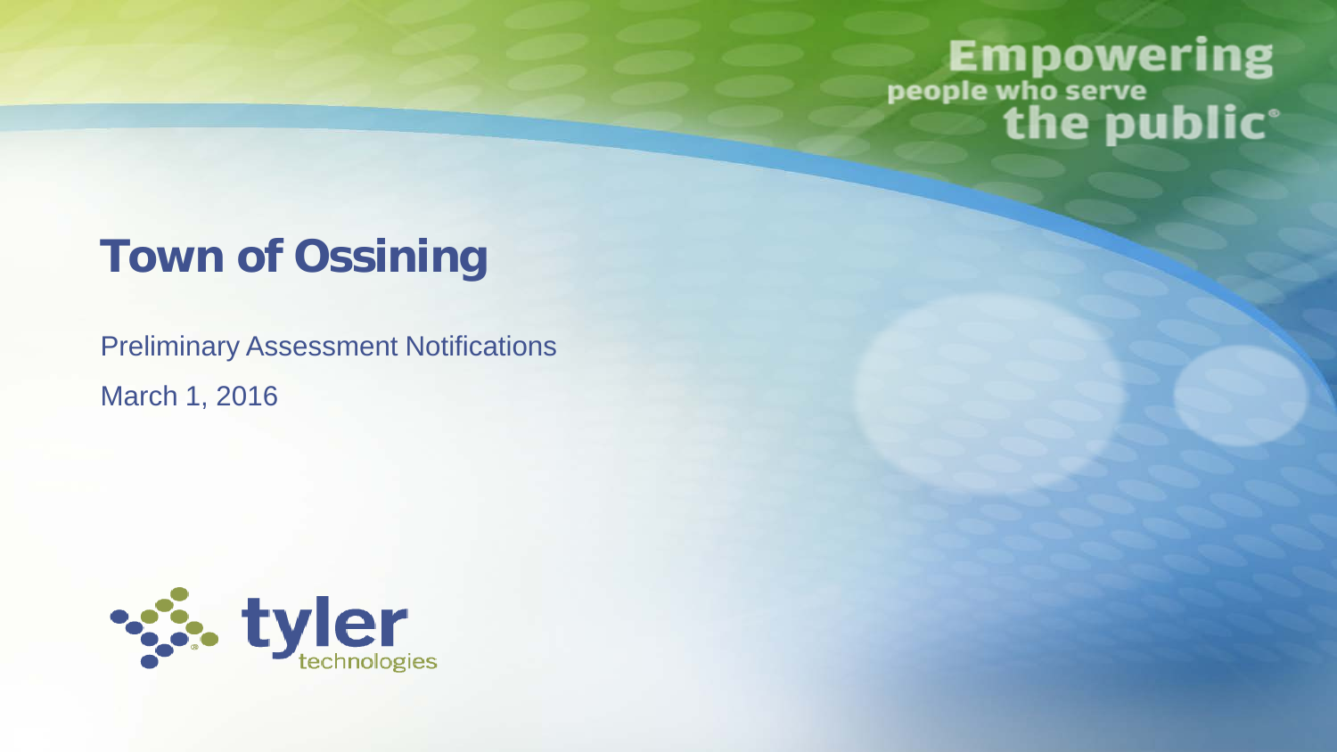Empowering people who serve the public®

# Town of Ossining

Preliminary Assessment Notifications

March 1, 2016

tyler technologies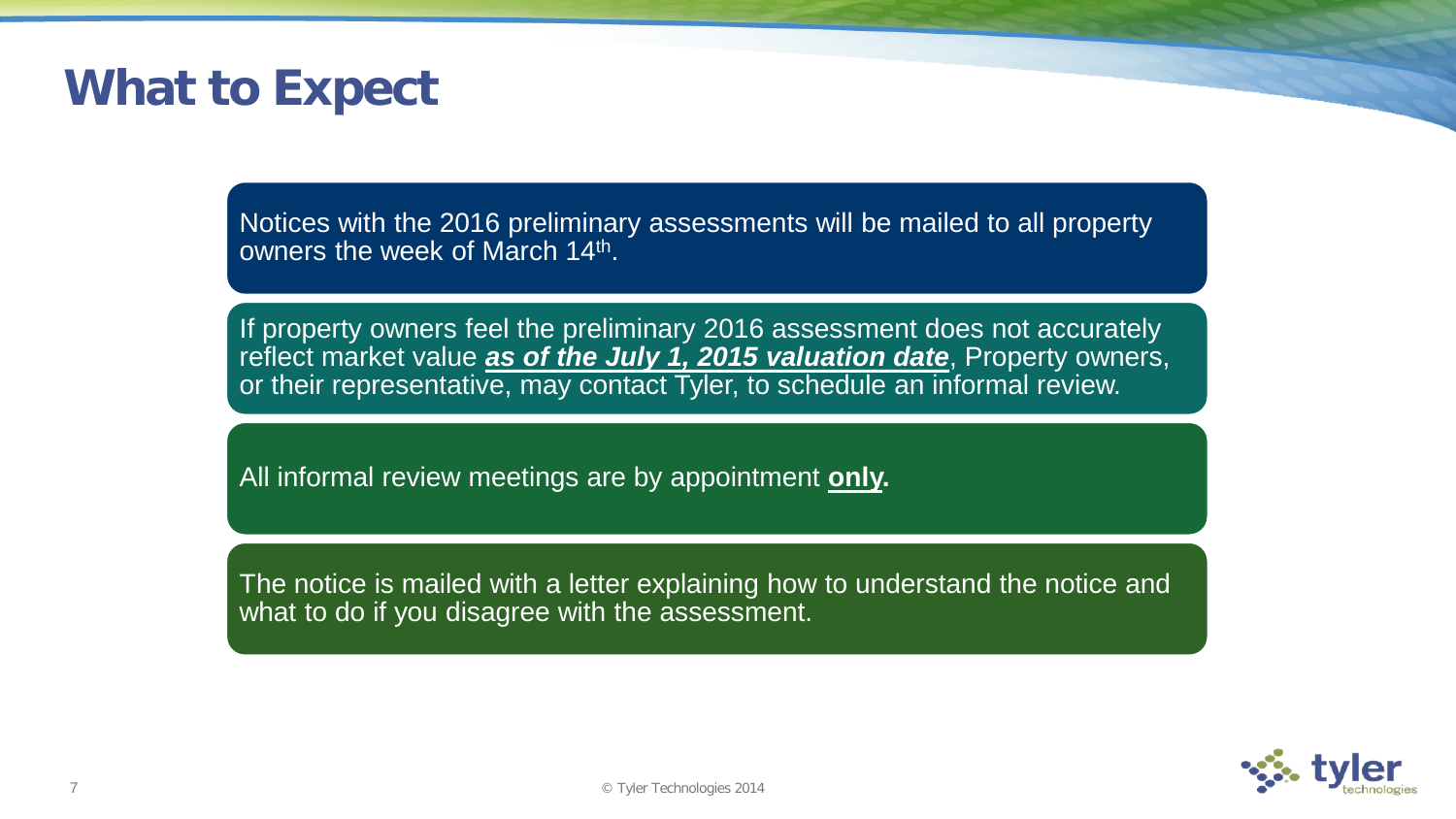# What to Expect

Notices with the 2016 preliminary assessments will be mailed to all property owners the week of March 14th.

If property owners feel the preliminary 2016 assessment does not accurately reflect market value ***as of the July 1, 2015 valuation date***, Property owners, or their representative, may contact Tyler, to schedule an informal review.

All informal review meetings are by appointment **only.**

The notice is mailed with a letter explaining how to understand the notice and what to do if you disagree with the assessment.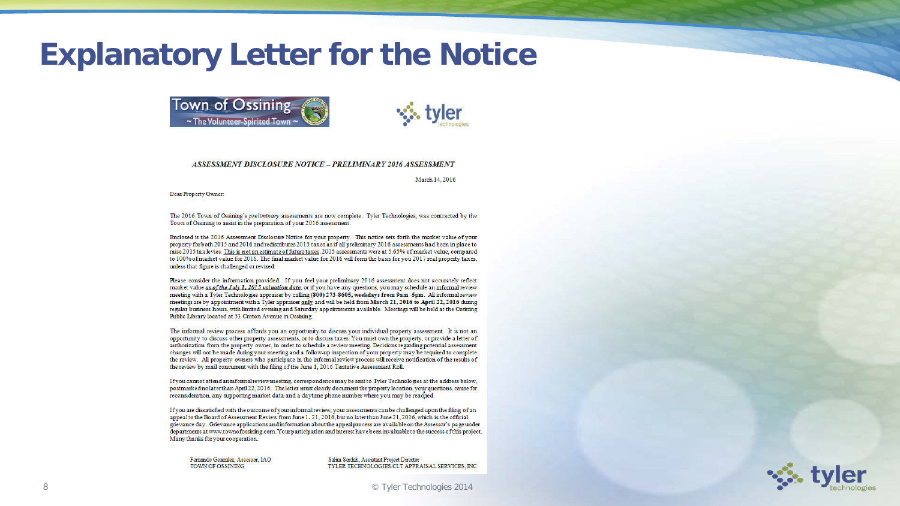# Explanatory Letter for the Notice

Town of Ossining
~ The Volunteer-Spirited Town ~

tyler technologies

***ASSESSMENT DISCLOSURE NOTICE – PRELIMINARY 2016 ASSESSMENT***

March 14, 2016

Dear Property Owner:

The 2016 Town of Ossining's *preliminary* assessments are now complete. Tyler Technologies, was contracted by the Town of Ossining to assist in the preparation of your 2016 assessment.

Enclosed is the 2016 Assessment Disclosure Notice for your property. This notice sets forth the market value of your property for both 2015 and 2016 and redistributes 2015 taxes as if all preliminary 2016 assessments had been in place to raise 2015 tax levies. <u>This is not an estimate of future taxes</u>. 2015 assessments were at 3.65% of market value, compared to 100% of market value for 2016. The final market value for 2016 will form the basis for you 2017 real property taxes, unless that figure is challenged or revised.

Please consider the information provided. If you feel your preliminary 2016 assessment does not accurately reflect market value ***<u>as of the July 1, 2015 valuation date</u>***, or if you have any questions, you may schedule an <u>informal</u> review meeting with a Tyler Technologies appraiser by calling **(800) 273-8605, weekdays from 9am -5pm**. All informal review meetings are by appointment with a Tyler appraiser <u>only</u> and will be held from **March 21, 2016 to April 22, 2016** during regular business hours, with limited evening and Saturday appointments available. Meetings will be held at the Ossining Public Library located at 53 Croton Avenue in Ossining.

The informal review process affords you an opportunity to discuss your individual property assessment. It is not an opportunity to discuss other property assessments, or to discuss taxes. You must own the property, or provide a letter of authorization from the property owner, in order to schedule a review meeting. Decisions regarding potential assessment changes will not be made during your meeting and a follow-up inspection of your property may be required to complete the review. All property owners who participate in the informal review process will receive notification of the results of the review by mail concurrent with the filing of the June 1, 2016 Tentative Assessment Roll.

If you cannot attend an informal review meeting, correspondence may be sent to Tyler Technologies at the address below, postmarked no later than April 22, 2016. The letter must clearly document the property location, your questions, cause for reconsideration, any supporting market data and a daytime phone number where you may be reached.

If you are dissatisfied with the outcome of your informal review, your assessments can be challenged upon the filing of an appeal to the Board of Assessment Review from June 1- 21, 2016, but no later than June 21, 2016, which is the official grievance day. Grievance applications and information about the appeal process are available on the Assessor's page under departments at www.townofossining.com. Your participation and interest have been invaluable to the success of this project. Many thanks for your cooperation.

Fernando Gonzalez, Assessor, IAO
TOWN OF OSSINING

Salim Serdah, Assistant Project Director
TYLER TECHNOLOGIES/CLT APPRAISAL SERVICES, INC

© Tyler Technologies 2014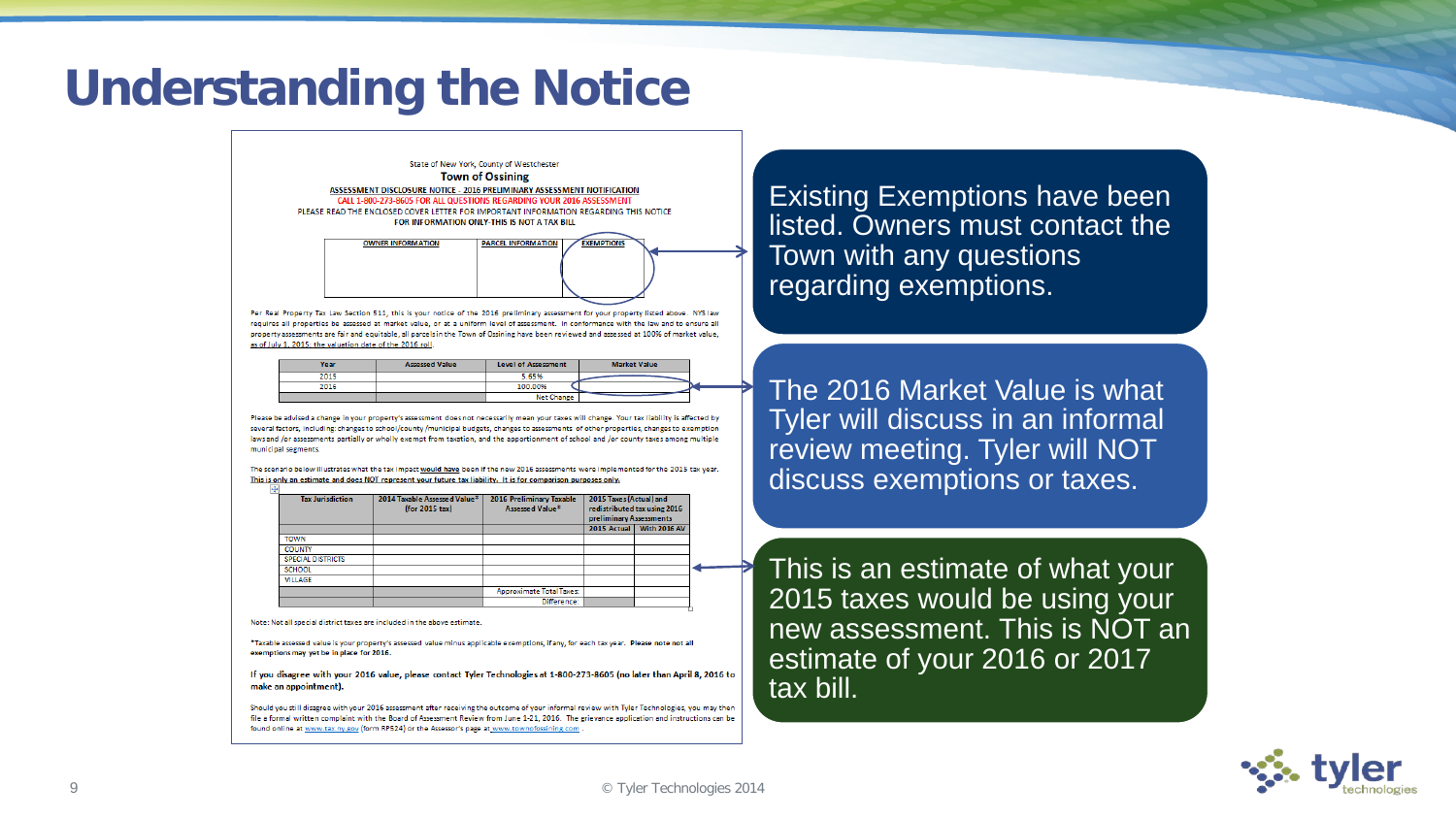# Understanding the Notice

State of New York, County of Westchester

**Town of Ossining**

ASSESSMENT DISCLOSURE NOTICE - 2016 PRELIMINARY ASSESSMENT NOTIFICATION

CALL 1-800-273-8605 FOR ALL QUESTIONS REGARDING YOUR 2016 ASSESSMENT

PLEASE READ THE ENCLOSED COVER LETTER FOR IMPORTANT INFORMATION REGARDING THIS NOTICE

FOR INFORMATION ONLY-THIS IS NOT A TAX BILL

| OWNER INFORMATION | PARCEL INFORMATION | EXEMPTIONS |
|---|---|---|
| | | |

Per Real Property Tax Law Section 511, this is your notice of the 2016 preliminary assessment for your property listed above. NYS law requires all properties be assessed at market value, or at a uniform level of assessment. In conformance with the law and to ensure all property assessments are fair and equitable, all parcels in the Town of Ossining have been reviewed and assessed at 100% of market value, as of July 1, 2015, the valuation date of the 2016 roll.

| Year | Assessed Value | Level of Assessment | Market Value |
|---|---|---|---|
| 2015 | | 5.65% | |
| 2016 | | 100.00% | |
| | | Net Change | |

Please be advised a change in your property's assessment does not necessarily mean your taxes will change. Your tax liability is affected by several factors, including: changes to school/county/municipal budgets, changes to assessments of other properties, changes to exemption laws and/or assessments partially or wholly exempt from taxation, and the apportionment of school and/or county taxes among multiple municipal segments.

The scenario below illustrates what the tax impact **would have** been if the new 2016 assessments were implemented for the 2015 tax year. **This is only an estimate and does NOT represent your future tax liability. It is for comparison purposes only.**

| Tax Jurisdiction | 2014 Taxable Assessed Value* (for 2015 tax) | 2016 Preliminary Taxable Assessed Value* | 2015 Taxes (Actual) and redistributed tax using 2016 preliminary Assessments | |
|---|---|---|---|---|
| | | | 2015 Actual | With 2016 AV |
| TOWN | | | | |
| COUNTY | | | | |
| SPECIAL DISTRICTS | | | | |
| SCHOOL | | | | |
| VILLAGE | | | | |
| | | Approximate Total Taxes: | | |
| | | Difference | | |

Note: Not all special district taxes are included in the above estimate.

*Taxable assessed value is your property's assessed value minus applicable exemptions, if any, for each tax year. **Please note not all exemptions may yet be in place for 2016.**

**If you disagree with your 2016 value, please contact Tyler Technologies at 1-800-273-8605 (no later than April 8, 2016 to make an appointment).**

Should you still disagree with your 2016 assessment after receiving the outcome of your informal review with Tyler Technologies, you may then file a formal written complaint with the Board of Assessment Review from June 1-21, 2016. The grievance application and instructions can be found online at www.tax.ny.gov (form RP524) or the Assessor's page at www.townofossining.com.

Existing Exemptions have been listed. Owners must contact the Town with any questions regarding exemptions.

The 2016 Market Value is what Tyler will discuss in an informal review meeting. Tyler will NOT discuss exemptions or taxes.

This is an estimate of what your 2015 taxes would be using your new assessment. This is NOT an estimate of your 2016 or 2017 tax bill.

© Tyler Technologies 2014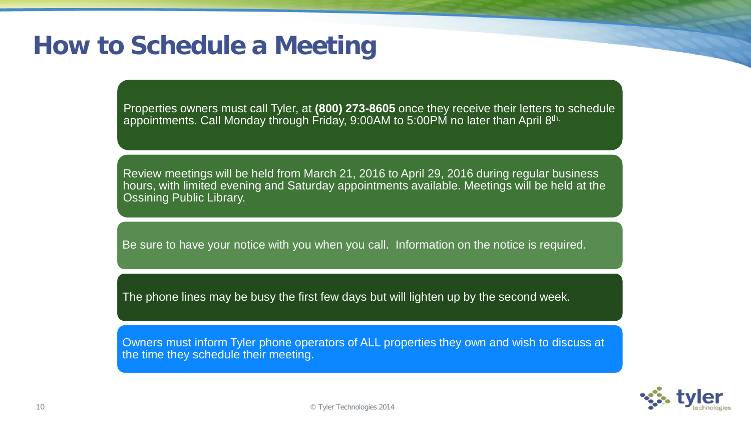# How to Schedule a Meeting

Properties owners must call Tyler, at **(800) 273-8605** once they receive their letters to schedule appointments. Call Monday through Friday, 9:00AM to 5:00PM no later than April 8th.

Review meetings will be held from March 21, 2016 to April 29, 2016 during regular business hours, with limited evening and Saturday appointments available. Meetings will be held at the Ossining Public Library.

Be sure to have your notice with you when you call. Information on the notice is required.

The phone lines may be busy the first few days but will lighten up by the second week.

Owners must inform Tyler phone operators of ALL properties they own and wish to discuss at the time they schedule their meeting.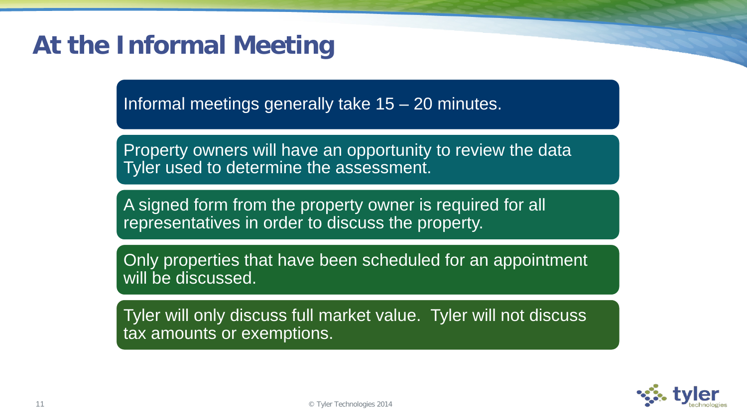# At the Informal Meeting

- Informal meetings generally take 15 – 20 minutes.
- Property owners will have an opportunity to review the data Tyler used to determine the assessment.
- A signed form from the property owner is required for all representatives in order to discuss the property.
- Only properties that have been scheduled for an appointment will be discussed.
- Tyler will only discuss full market value. Tyler will not discuss tax amounts or exemptions.

© Tyler Technologies 2014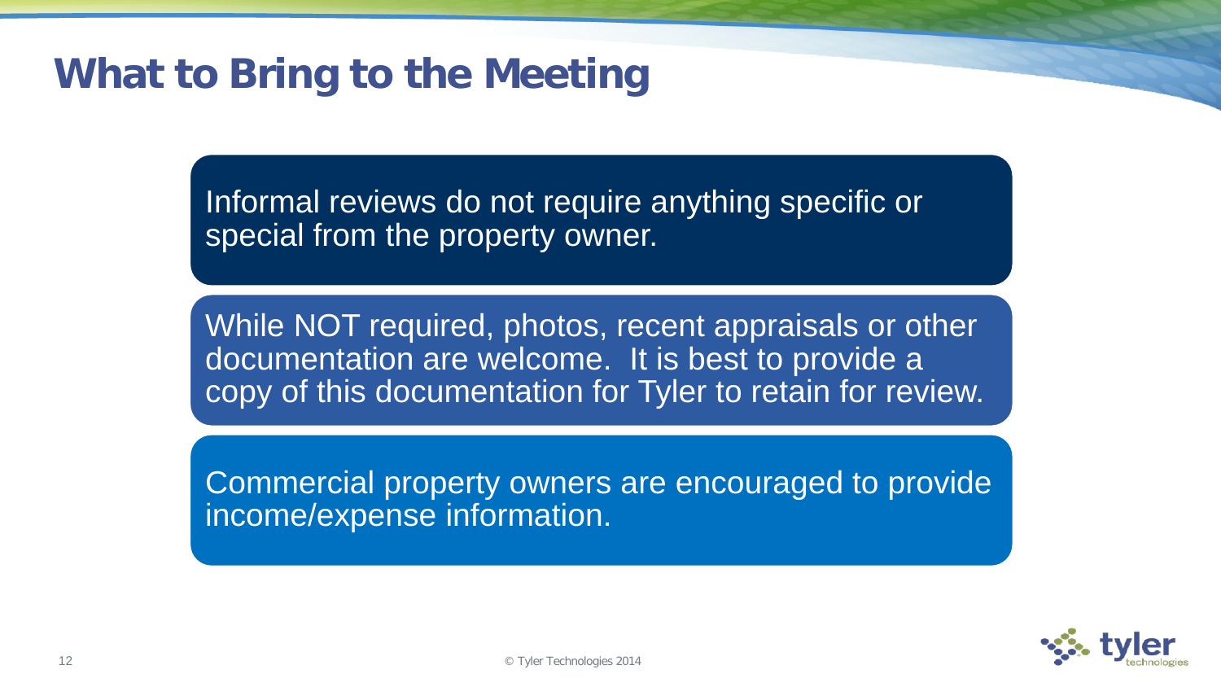# What to Bring to the Meeting

Informal reviews do not require anything specific or special from the property owner.

While NOT required, photos, recent appraisals or other documentation are welcome. It is best to provide a copy of this documentation for Tyler to retain for review.

Commercial property owners are encouraged to provide income/expense information.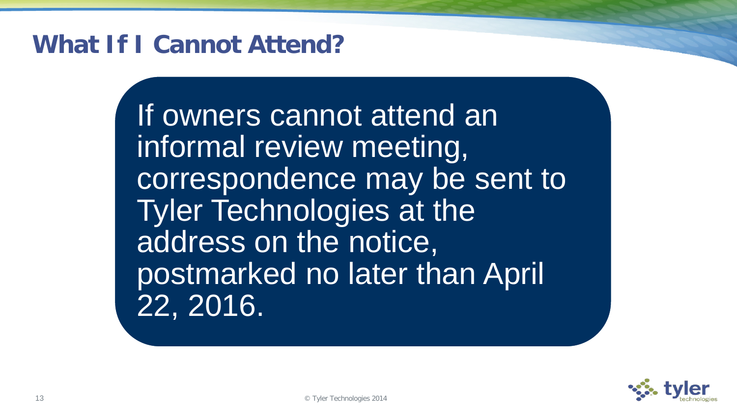# What If I Cannot Attend?

If owners cannot attend an informal review meeting, correspondence may be sent to Tyler Technologies at the address on the notice, postmarked no later than April 22, 2016.

© Tyler Technologies 2014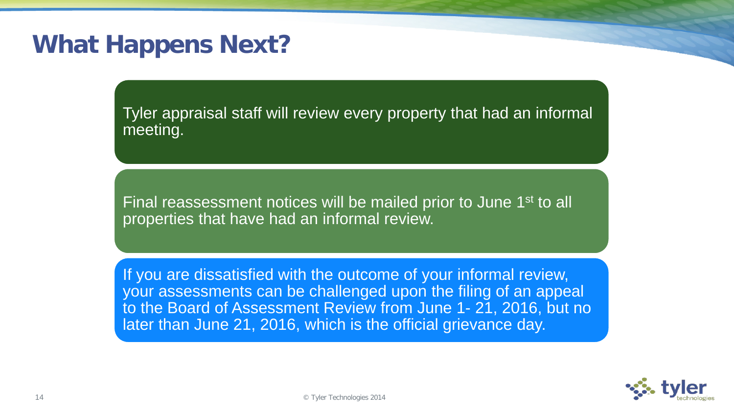# What Happens Next?

Tyler appraisal staff will review every property that had an informal meeting.

Final reassessment notices will be mailed prior to June 1st to all properties that have had an informal review.

If you are dissatisfied with the outcome of your informal review, your assessments can be challenged upon the filing of an appeal to the Board of Assessment Review from June 1- 21, 2016, but no later than June 21, 2016, which is the official grievance day.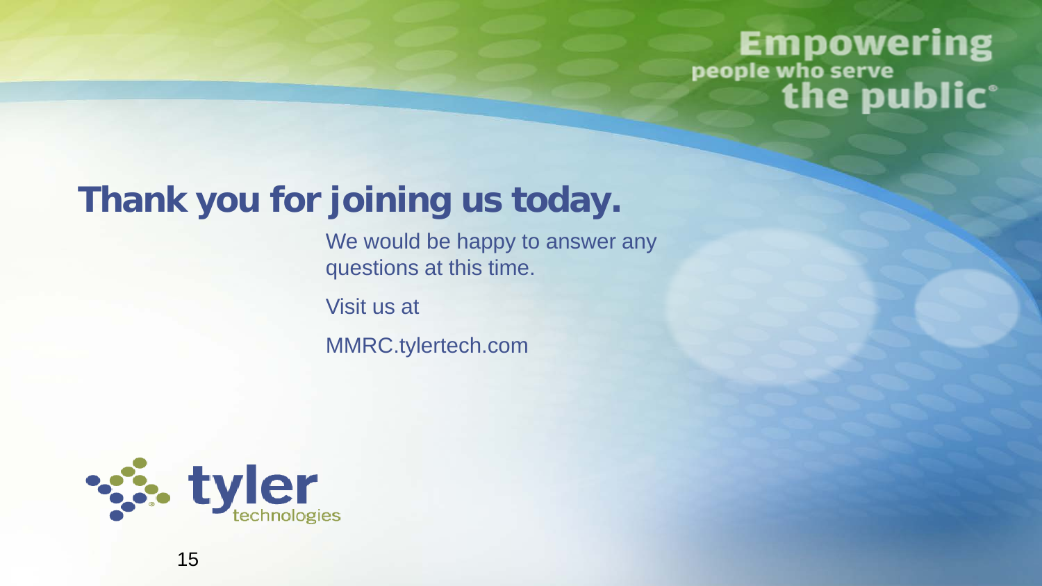Empowering people who serve the public®

# Thank you for joining us today.

We would be happy to answer any questions at this time.

Visit us at

MMRC.tylertech.com

tyler technologies